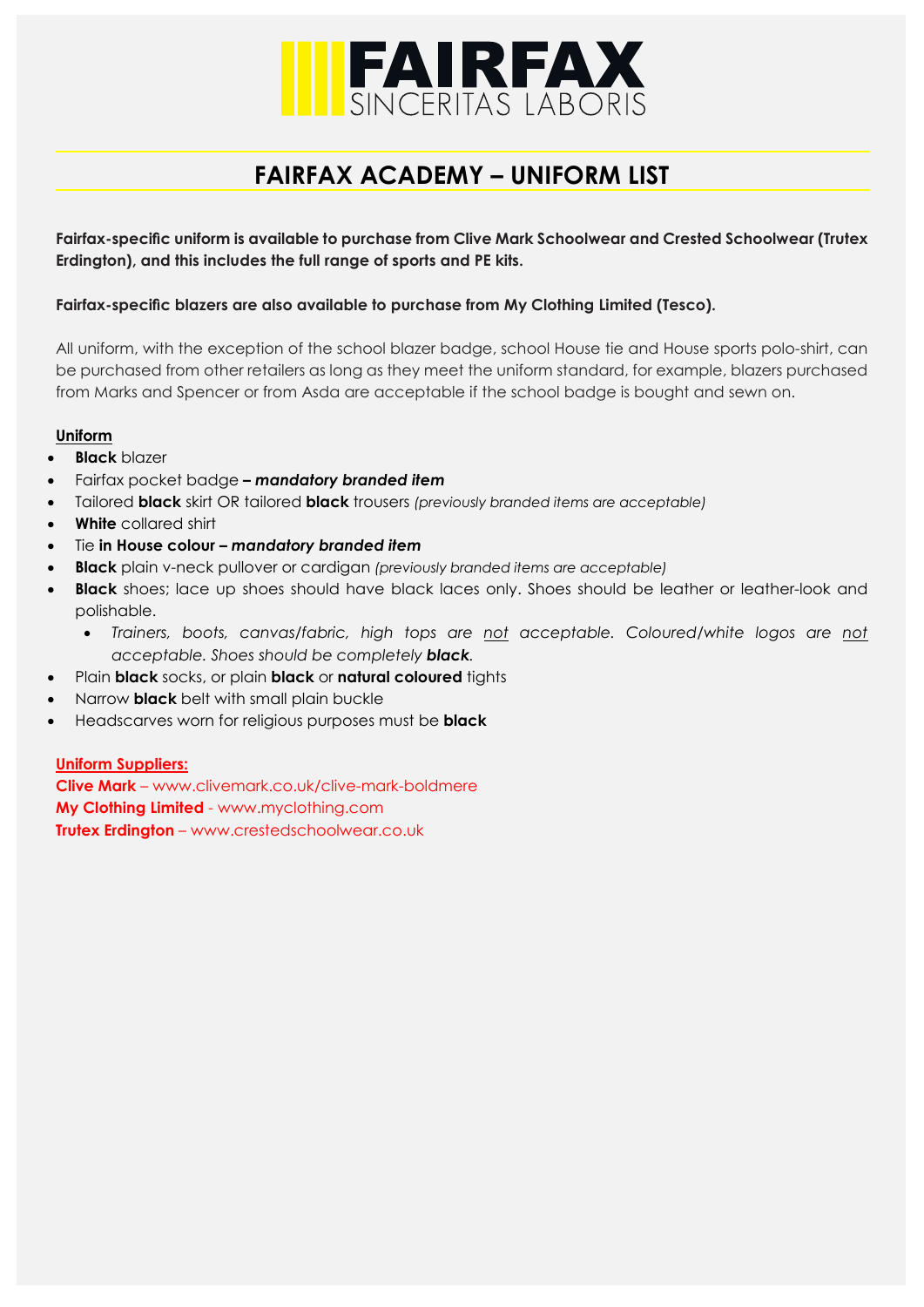# FAIRFAX

SINCERITAS LABORIS

## FAIRFAX ACADEMY – UNIFORM LIST

**Fairfax-specific uniform is available to purchase from Clive Mark Schoolwear and Crested Schoolwear (Trutex Erdington), and this includes the full range of sports and PE kits.**

**Fairfax-specific blazers are also available to purchase from My Clothing Limited (Tesco).**

All uniform, with the exception of the school blazer badge, school House tie and House sports polo-shirt, can be purchased from other retailers as long as they meet the uniform standard, for example, blazers purchased from Marks and Spencer or from Asda are acceptable if the school badge is bought and sewn on.

**Uniform**

- **Black** blazer
- Fairfax pocket badge ***– mandatory branded item***
- Tailored **black** skirt OR tailored **black** trousers *(previously branded items are acceptable)*
- **White** collared shirt
- Tie **in House colour *– mandatory branded item***
- **Black** plain v-neck pullover or cardigan *(previously branded items are acceptable)*
- **Black** shoes; lace up shoes should have black laces only. Shoes should be leather or leather-look and polishable.
  - *Trainers, boots, canvas/fabric, high tops are not acceptable. Coloured/white logos are not acceptable. Shoes should be completely **black**.*
- Plain **black** socks, or plain **black** or **natural coloured** tights
- Narrow **black** belt with small plain buckle
- Headscarves worn for religious purposes must be **black**

**Uniform Suppliers:**

**Clive Mark** – www.clivemark.co.uk/clive-mark-boldmere
**My Clothing Limited** - www.myclothing.com
**Trutex Erdington** – www.crestedschoolwear.co.uk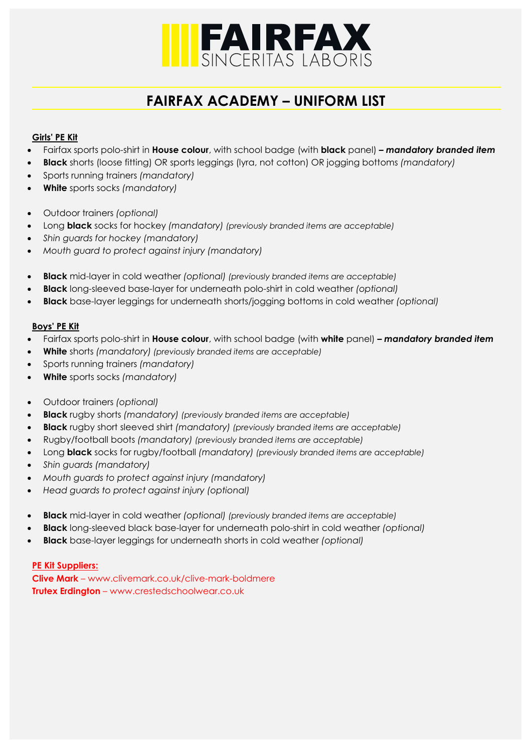# FAIRFAX

SINCERITAS LABORIS

## FAIRFAX ACADEMY – UNIFORM LIST

**Girls' PE Kit**

- Fairfax sports polo-shirt in **House colour**, with school badge (with **black** panel) ***– mandatory branded item***
- **Black** shorts (loose fitting) OR sports leggings (lyra, not cotton) OR jogging bottoms *(mandatory)*
- Sports running trainers *(mandatory)*
- **White** sports socks *(mandatory)*

- Outdoor trainers *(optional)*
- Long **black** socks for hockey *(mandatory) (previously branded items are acceptable)*
- *Shin guards for hockey (mandatory)*
- *Mouth guard to protect against injury (mandatory)*

- **Black** mid-layer in cold weather *(optional) (previously branded items are acceptable)*
- **Black** long-sleeved base-layer for underneath polo-shirt in cold weather *(optional)*
- **Black** base-layer leggings for underneath shorts/jogging bottoms in cold weather *(optional)*

**Boys' PE Kit**

- Fairfax sports polo-shirt in **House colour**, with school badge (with **white** panel) ***– mandatory branded item***
- **White** shorts *(mandatory) (previously branded items are acceptable)*
- Sports running trainers *(mandatory)*
- **White** sports socks *(mandatory)*

- Outdoor trainers *(optional)*
- **Black** rugby shorts *(mandatory) (previously branded items are acceptable)*
- **Black** rugby short sleeved shirt *(mandatory) (previously branded items are acceptable)*
- Rugby/football boots *(mandatory) (previously branded items are acceptable)*
- Long **black** socks for rugby/football *(mandatory) (previously branded items are acceptable)*
- *Shin guards (mandatory)*
- *Mouth guards to protect against injury (mandatory)*
- *Head guards to protect against injury (optional)*

- **Black** mid-layer in cold weather *(optional) (previously branded items are acceptable)*
- **Black** long-sleeved black base-layer for underneath polo-shirt in cold weather *(optional)*
- **Black** base-layer leggings for underneath shorts in cold weather *(optional)*

**PE Kit Suppliers:**

**Clive Mark** – www.clivemark.co.uk/clive-mark-boldmere
**Trutex Erdington** – www.crestedschoolwear.co.uk